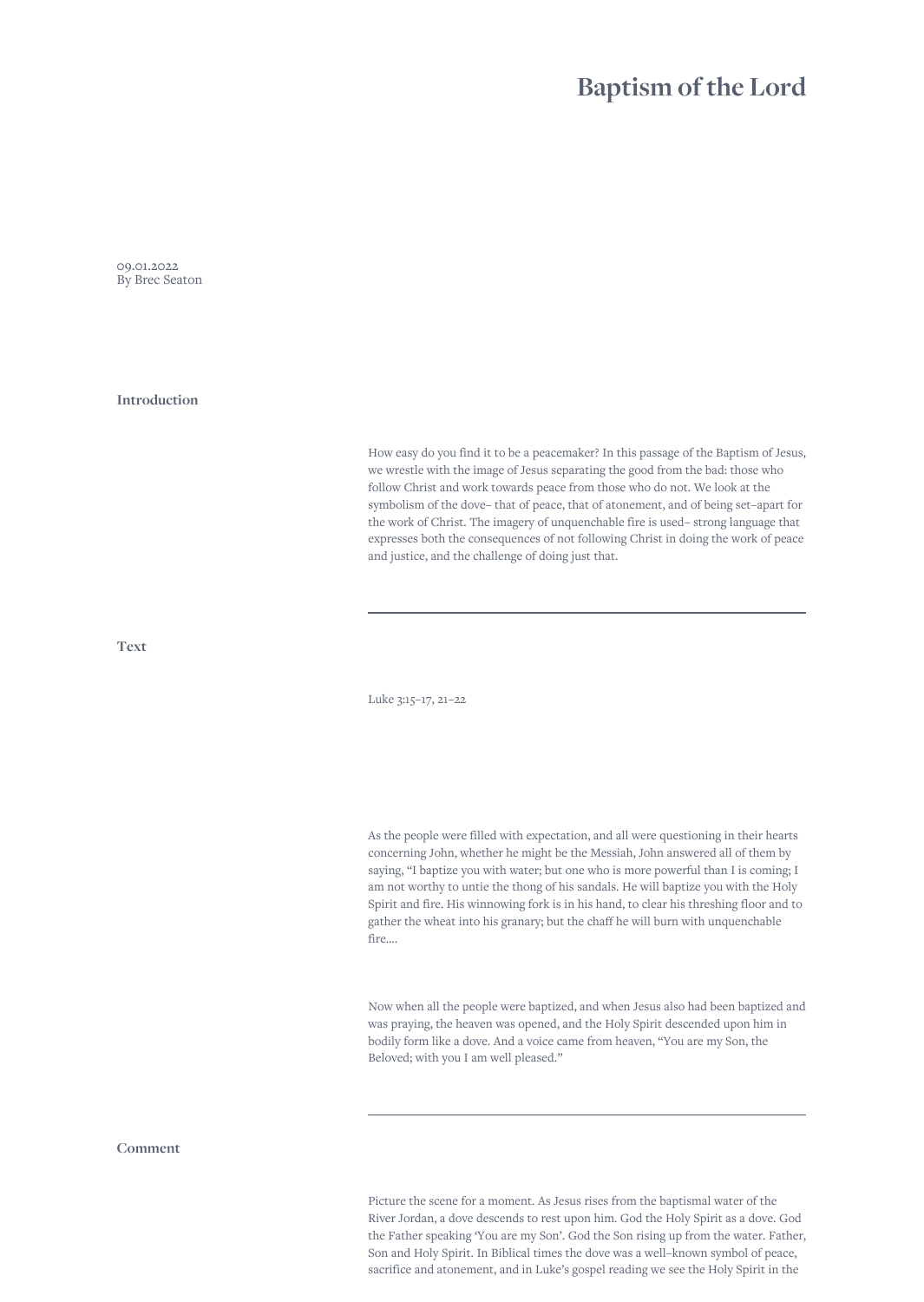# Baptism of the Lord

09.01.2022
By Brec Seaton

## Introduction

How easy do you find it to be a peacemaker? In this passage of the Baptism of Jesus, we wrestle with the image of Jesus separating the good from the bad: those who follow Christ and work towards peace from those who do not. We look at the symbolism of the dove– that of peace, that of atonement, and of being set-apart for the work of Christ. The imagery of unquenchable fire is used– strong language that expresses both the consequences of not following Christ in doing the work of peace and justice, and the challenge of doing just that.

---

## Text

Luke 3:15–17, 21–22

As the people were filled with expectation, and all were questioning in their hearts concerning John, whether he might be the Messiah, John answered all of them by saying, "I baptize you with water; but one who is more powerful than I is coming; I am not worthy to untie the thong of his sandals. He will baptize you with the Holy Spirit and fire. His winnowing fork is in his hand, to clear his threshing floor and to gather the wheat into his granary; but the chaff he will burn with unquenchable fire....

Now when all the people were baptized, and when Jesus also had been baptized and was praying, the heaven was opened, and the Holy Spirit descended upon him in bodily form like a dove. And a voice came from heaven, "You are my Son, the Beloved; with you I am well pleased."

---

## Comment

Picture the scene for a moment. As Jesus rises from the baptismal water of the River Jordan, a dove descends to rest upon him. God the Holy Spirit as a dove. God the Father speaking 'You are my Son'. God the Son rising up from the water. Father, Son and Holy Spirit. In Biblical times the dove was a well-known symbol of peace, sacrifice and atonement, and in Luke's gospel reading we see the Holy Spirit in the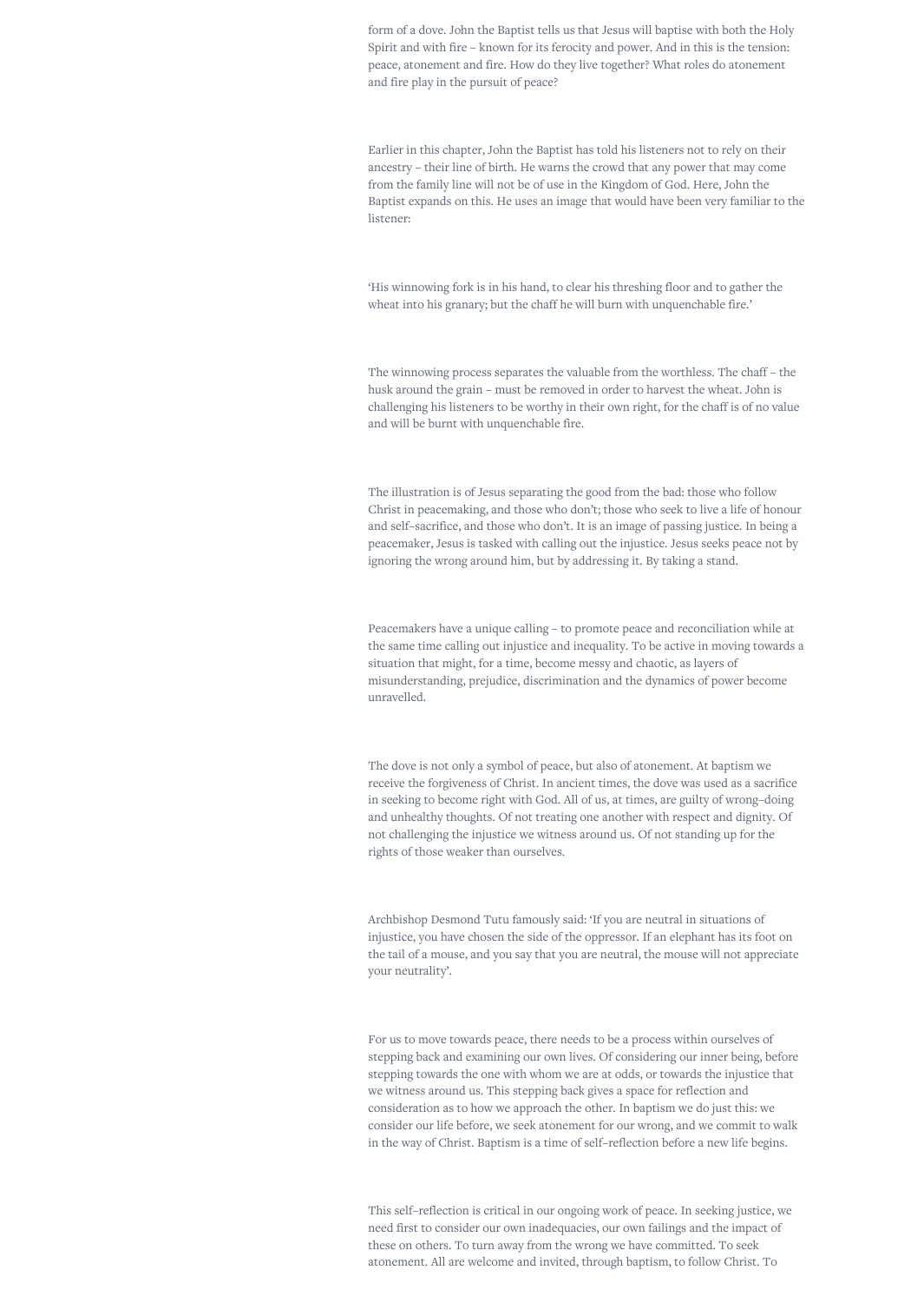form of a dove. John the Baptist tells us that Jesus will baptise with both the Holy Spirit and with fire – known for its ferocity and power. And in this is the tension: peace, atonement and fire. How do they live together? What roles do atonement and fire play in the pursuit of peace?

Earlier in this chapter, John the Baptist has told his listeners not to rely on their ancestry – their line of birth. He warns the crowd that any power that may come from the family line will not be of use in the Kingdom of God. Here, John the Baptist expands on this. He uses an image that would have been very familiar to the listener:

'His winnowing fork is in his hand, to clear his threshing floor and to gather the wheat into his granary; but the chaff he will burn with unquenchable fire.'

The winnowing process separates the valuable from the worthless. The chaff – the husk around the grain – must be removed in order to harvest the wheat. John is challenging his listeners to be worthy in their own right, for the chaff is of no value and will be burnt with unquenchable fire.

The illustration is of Jesus separating the good from the bad: those who follow Christ in peacemaking, and those who don't; those who seek to live a life of honour and self-sacrifice, and those who don't. It is an image of passing justice. In being a peacemaker, Jesus is tasked with calling out the injustice. Jesus seeks peace not by ignoring the wrong around him, but by addressing it. By taking a stand.

Peacemakers have a unique calling – to promote peace and reconciliation while at the same time calling out injustice and inequality. To be active in moving towards a situation that might, for a time, become messy and chaotic, as layers of misunderstanding, prejudice, discrimination and the dynamics of power become unravelled.

The dove is not only a symbol of peace, but also of atonement. At baptism we receive the forgiveness of Christ. In ancient times, the dove was used as a sacrifice in seeking to become right with God. All of us, at times, are guilty of wrong-doing and unhealthy thoughts. Of not treating one another with respect and dignity. Of not challenging the injustice we witness around us. Of not standing up for the rights of those weaker than ourselves.

Archbishop Desmond Tutu famously said: 'If you are neutral in situations of injustice, you have chosen the side of the oppressor. If an elephant has its foot on the tail of a mouse, and you say that you are neutral, the mouse will not appreciate your neutrality'.

For us to move towards peace, there needs to be a process within ourselves of stepping back and examining our own lives. Of considering our inner being, before stepping towards the one with whom we are at odds, or towards the injustice that we witness around us. This stepping back gives a space for reflection and consideration as to how we approach the other. In baptism we do just this: we consider our life before, we seek atonement for our wrong, and we commit to walk in the way of Christ. Baptism is a time of self-reflection before a new life begins.

This self-reflection is critical in our ongoing work of peace. In seeking justice, we need first to consider our own inadequacies, our own failings and the impact of these on others. To turn away from the wrong we have committed. To seek atonement. All are welcome and invited, through baptism, to follow Christ. To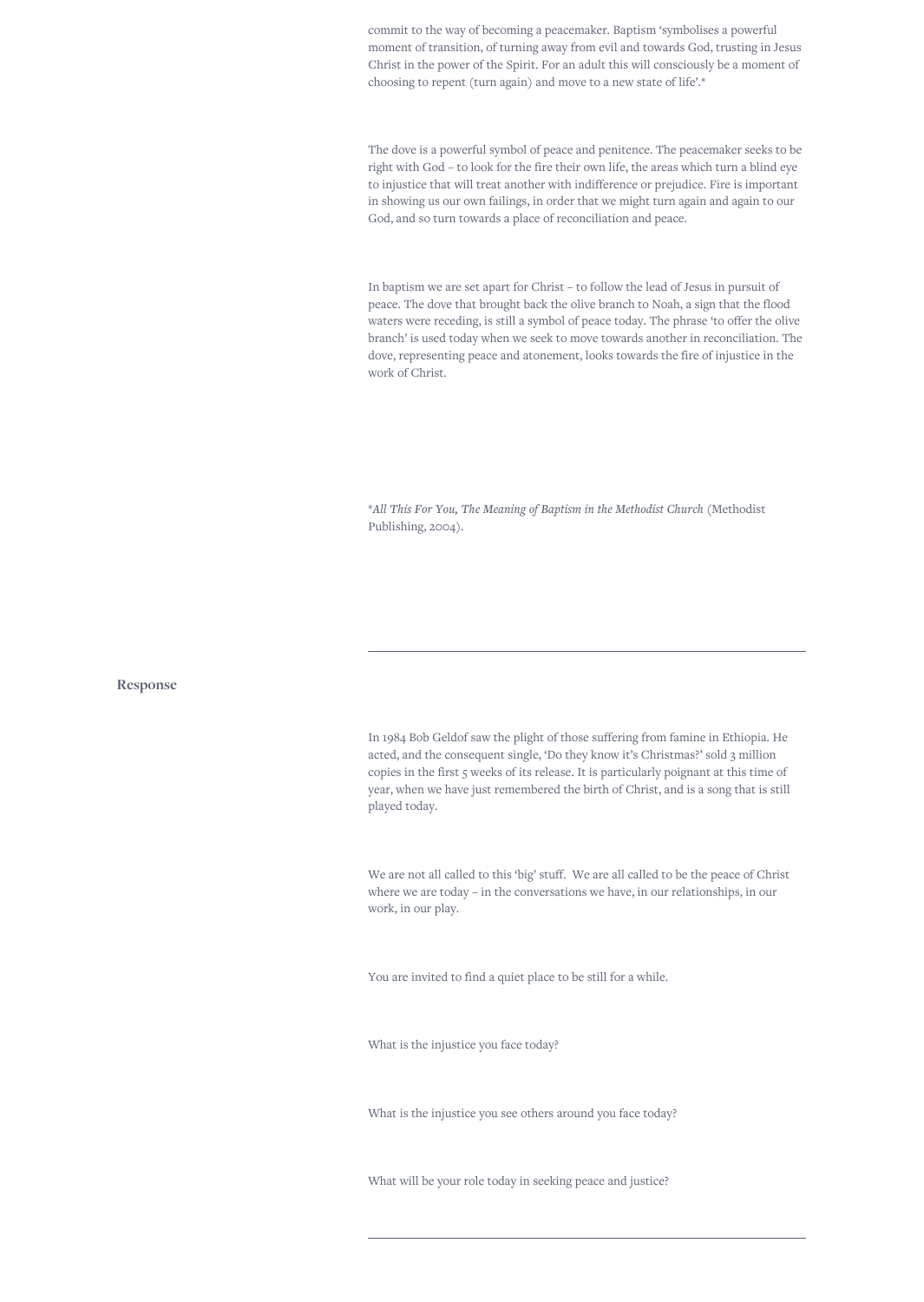commit to the way of becoming a peacemaker. Baptism 'symbolises a powerful moment of transition, of turning away from evil and towards God, trusting in Jesus Christ in the power of the Spirit. For an adult this will consciously be a moment of choosing to repent (turn again) and move to a new state of life'.*

The dove is a powerful symbol of peace and penitence. The peacemaker seeks to be right with God – to look for the fire their own life, the areas which turn a blind eye to injustice that will treat another with indifference or prejudice. Fire is important in showing us our own failings, in order that we might turn again and again to our God, and so turn towards a place of reconciliation and peace.

In baptism we are set apart for Christ – to follow the lead of Jesus in pursuit of peace. The dove that brought back the olive branch to Noah, a sign that the flood waters were receding, is still a symbol of peace today. The phrase 'to offer the olive branch' is used today when we seek to move towards another in reconciliation. The dove, representing peace and atonement, looks towards the fire of injustice in the work of Christ.

*\*All This For You, The Meaning of Baptism in the Methodist Church* (Methodist Publishing, 2004).

---

## Response

In 1984 Bob Geldof saw the plight of those suffering from famine in Ethiopia. He acted, and the consequent single, 'Do they know it's Christmas?' sold 3 million copies in the first 5 weeks of its release. It is particularly poignant at this time of year, when we have just remembered the birth of Christ, and is a song that is still played today.

We are not all called to this 'big' stuff. We are all called to be the peace of Christ where we are today – in the conversations we have, in our relationships, in our work, in our play.

You are invited to find a quiet place to be still for a while.

What is the injustice you face today?

What is the injustice you see others around you face today?

What will be your role today in seeking peace and justice?

---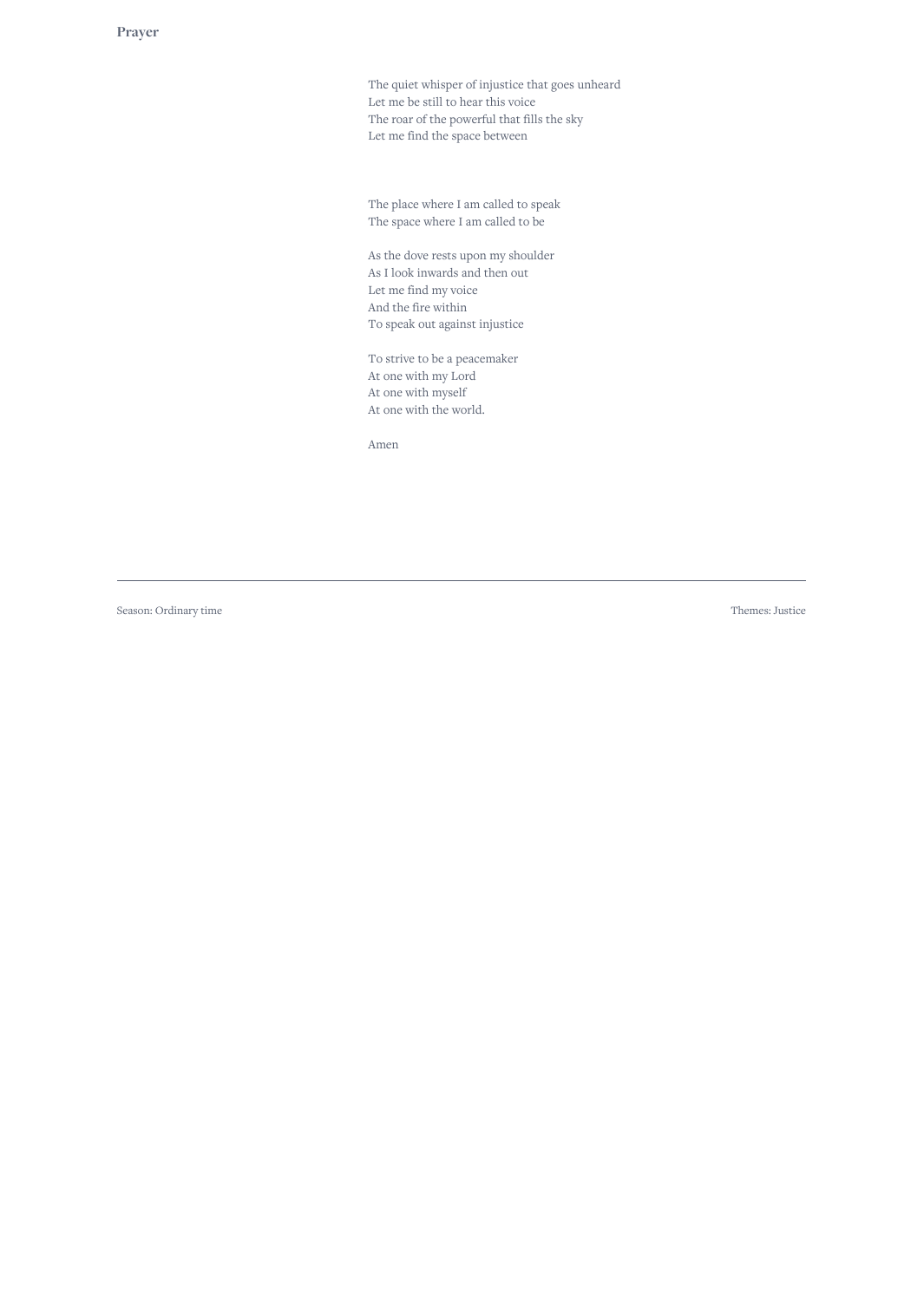## Prayer

The quiet whisper of injustice that goes unheard
Let me be still to hear this voice
The roar of the powerful that fills the sky
Let me find the space between

The place where I am called to speak
The space where I am called to be

As the dove rests upon my shoulder
As I look inwards and then out
Let me find my voice
And the fire within
To speak out against injustice

To strive to be a peacemaker
At one with my Lord
At one with myself
At one with the world.

Amen

---

Season: Ordinary time

Themes: Justice